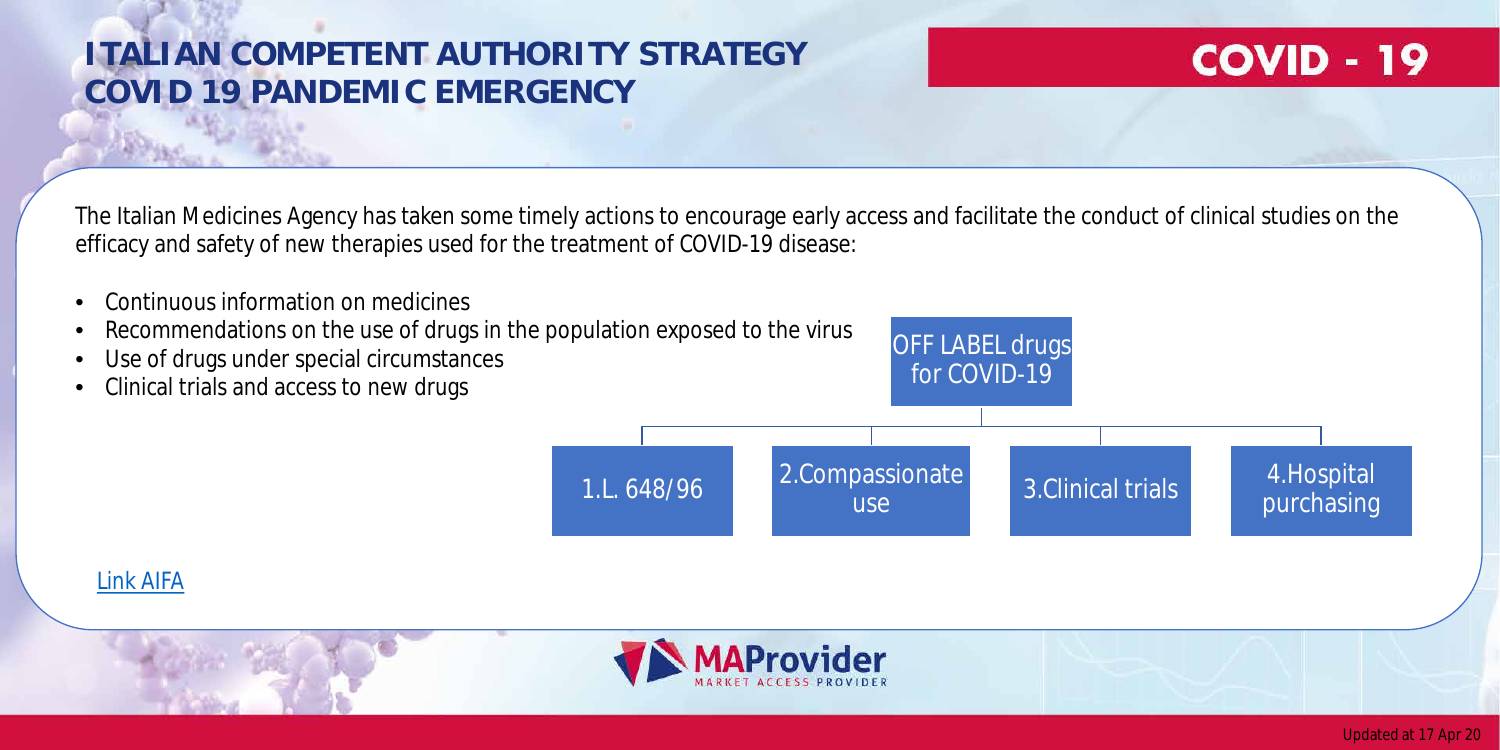# ITALIAN COMPETENT AUTHORITY STRATEGY COVID 19 PANDEMIC EMERGENCY

**COVID - 19**

The Italian Medicines Agency has taken some timely actions to encourage early access and facilitate the conduct of clinical studies on the efficacy and safety of new therapies used for the treatment of COVID-19 disease:

- Continuous information on medicines
- Recommendations on the use of drugs in the population exposed to the virus
- Use of drugs under special circumstances
- Clinical trials and access to new drugs

OFF LABEL drugs for COVID-19

- 1.L. 648/96
- 2.Compassionate use
- 3.Clinical trials
- 4.Hospital purchasing

Link AIFA

Updated at 17 Apr 20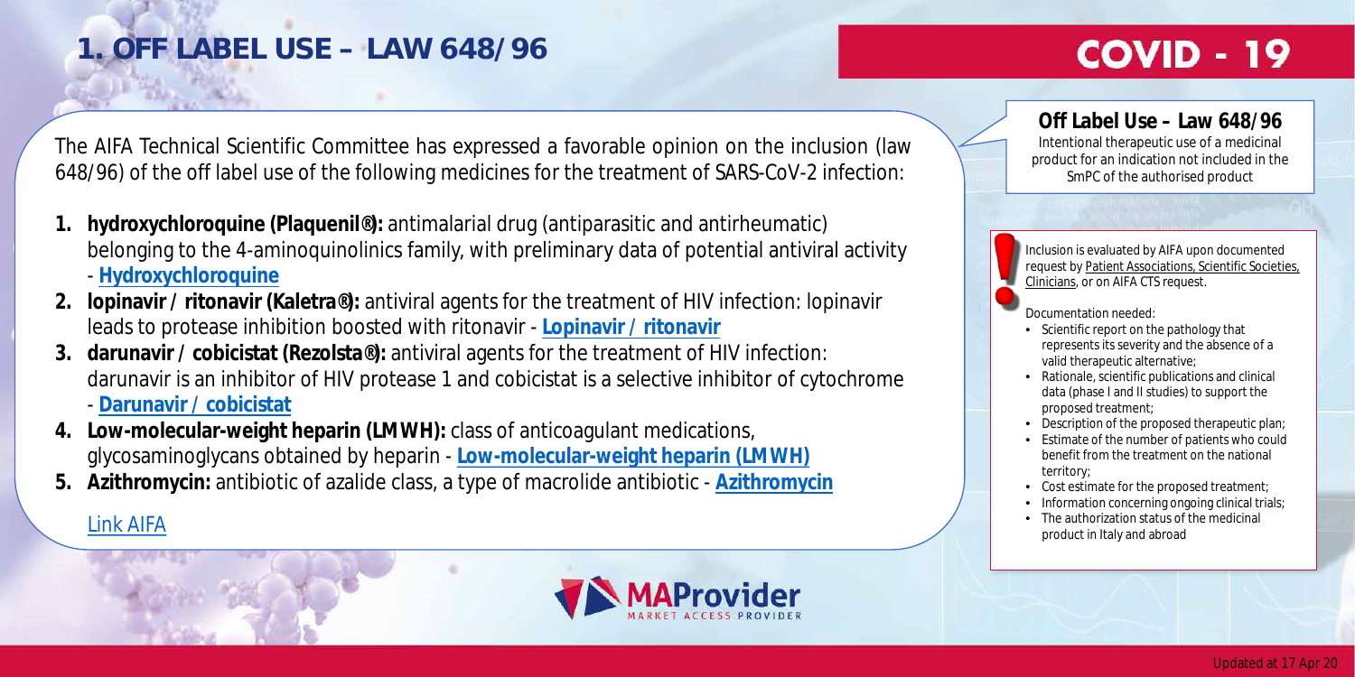# 1. OFF LABEL USE – LAW 648/96

## COVID - 19

The AIFA Technical Scientific Committee has expressed a favorable opinion on the inclusion (law 648/96) of the off label use of the following medicines for the treatment of SARS-CoV-2 infection:

1. **hydroxychloroquine (Plaquenil®):** antimalarial drug (antiparasitic and antirheumatic) belonging to the 4-aminoquinolinics family, with preliminary data of potential antiviral activity - **Hydroxychloroquine**
2. **lopinavir / ritonavir (Kaletra®):** antiviral agents for the treatment of HIV infection: lopinavir leads to protease inhibition boosted with ritonavir - **Lopinavir / ritonavir**
3. **darunavir / cobicistat (Rezolsta®):** antiviral agents for the treatment of HIV infection: darunavir is an inhibitor of HIV protease 1 and cobicistat is a selective inhibitor of cytochrome - **Darunavir / cobicistat**
4. **Low-molecular-weight heparin (LMWH):** class of anticoagulant medications, glycosaminoglycans obtained by heparin - **Low-molecular-weight heparin (LMWH)**
5. **Azithromycin:** antibiotic of azalide class, a type of macrolide antibiotic - **Azithromycin**

Link AIFA

### Off Label Use – Law 648/96

Intentional therapeutic use of a medicinal product for an indication not included in the SmPC of the authorised product

Inclusion is evaluated by AIFA upon documented request by Patient Associations, Scientific Societies, Clinicians, or on AIFA CTS request.

Documentation needed:

- Scientific report on the pathology that represents its severity and the absence of a valid therapeutic alternative;
- Rationale, scientific publications and clinical data (phase I and II studies) to support the proposed treatment;
- Description of the proposed therapeutic plan;
- Estimate of the number of patients who could benefit from the treatment on the national territory;
- Cost estimate for the proposed treatment;
- Information concerning ongoing clinical trials;
- The authorization status of the medicinal product in Italy and abroad

Updated at 17 Apr 20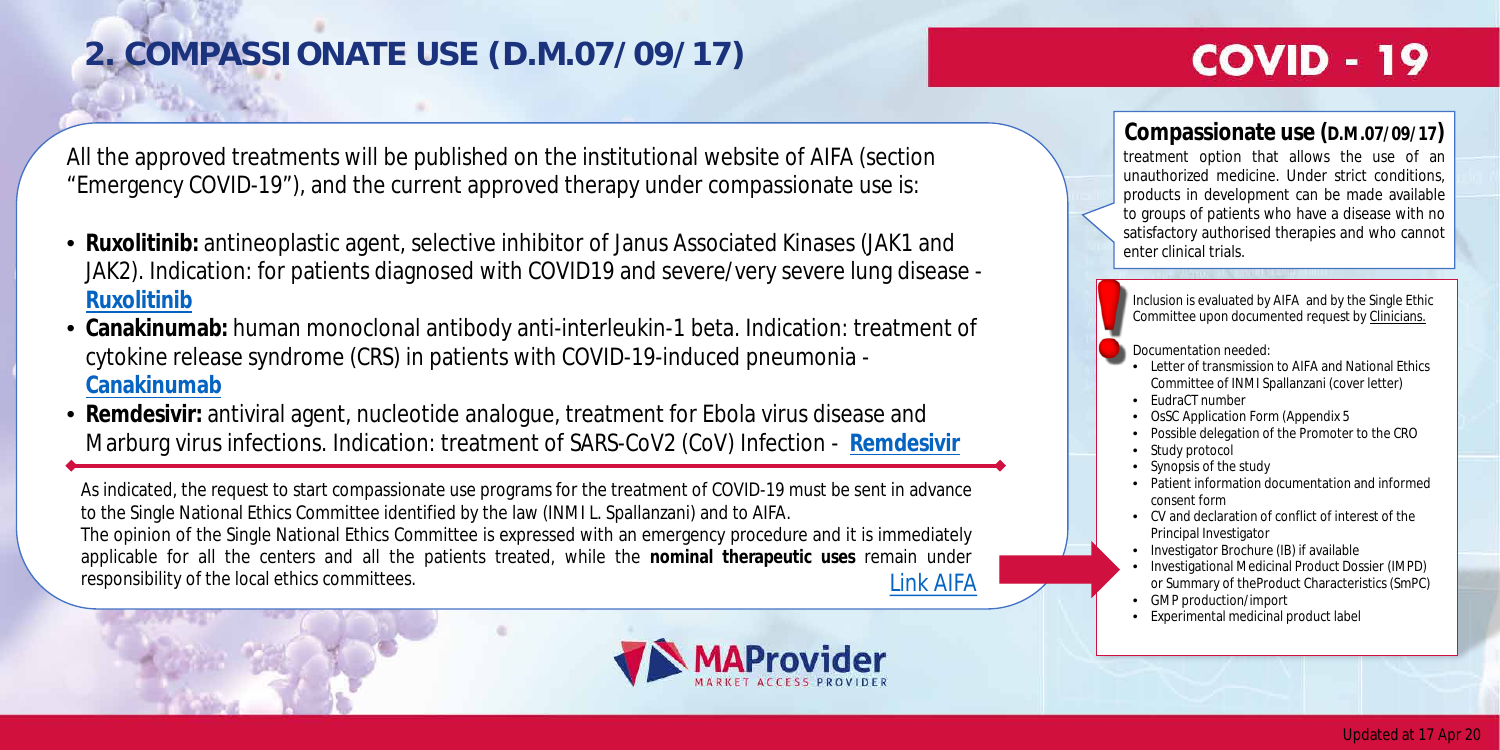# 2. COMPASSIONATE USE (D.M.07/09/17)

## COVID - 19

All the approved treatments will be published on the institutional website of AIFA (section "Emergency COVID-19"), and the current approved therapy under compassionate use is:

- **Ruxolitinib:** antineoplastic agent, selective inhibitor of Janus Associated Kinases (JAK1 and JAK2). Indication: for patients diagnosed with COVID19 and severe/very severe lung disease - **Ruxolitinib**
- **Canakinumab:** human monoclonal antibody anti-interleukin-1 beta. Indication: treatment of cytokine release syndrome (CRS) in patients with COVID-19-induced pneumonia - **Canakinumab**
- **Remdesivir:** antiviral agent, nucleotide analogue, treatment for Ebola virus disease and Marburg virus infections. Indication: treatment of SARS-CoV2 (CoV) Infection - **Remdesivir**

As indicated, the request to start compassionate use programs for the treatment of COVID-19 must be sent in advance to the Single National Ethics Committee identified by the law (INMI L. Spallanzani) and to AIFA.

The opinion of the Single National Ethics Committee is expressed with an emergency procedure and it is immediately applicable for all the centers and all the patients treated, while the **nominal therapeutic uses** remain under responsibility of the local ethics committees.

Link AIFA

### Compassionate use (D.M.07/09/17)

treatment option that allows the use of an unauthorized medicine. Under strict conditions, products in development can be made available to groups of patients who have a disease with no satisfactory authorised therapies and who cannot enter clinical trials.

Inclusion is evaluated by AIFA and by the Single Ethic Committee upon documented request by Clinicians.

Documentation needed:

- Letter of transmission to AIFA and National Ethics Committee of INMI Spallanzani (cover letter)
- EudraCT number
- OsSC Application Form (Appendix 5
- Possible delegation of the Promoter to the CRO
- Study protocol
- Synopsis of the study
- Patient information documentation and informed consent form
- CV and declaration of conflict of interest of the Principal Investigator
- Investigator Brochure (IB) if available
- Investigational Medicinal Product Dossier (IMPD) or Summary of theProduct Characteristics (SmPC)
- GMP production/import
- Experimental medicinal product label

MAProvider MARKET ACCESS PROVIDER

Updated at 17 Apr 20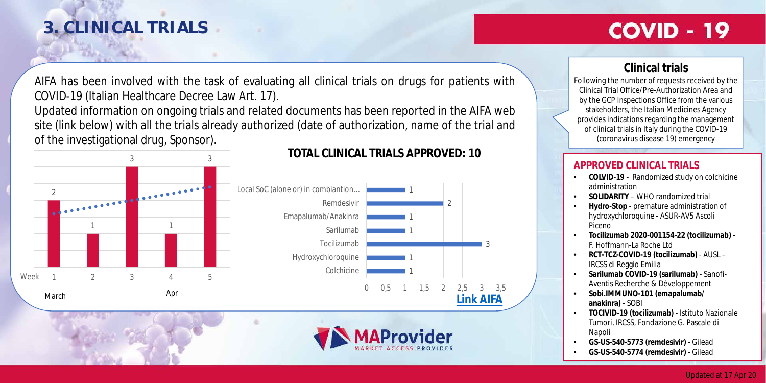# 3. CLINICAL TRIALS

# COVID - 19

AIFA has been involved with the task of evaluating all clinical trials on drugs for patients with COVID-19 (Italian Healthcare Decree Law Art. 17).

Updated information on ongoing trials and related documents has been reported in the AIFA web site (link below) with all the trials already authorized (date of authorization, name of the trial and of the investigational drug, Sponsor).

2
1
3
1
3

Week 1 2 3 4 5

March Apr

## TOTAL CLINICAL TRIALS APPROVED: 10

Local SoC (alone or) in combiantion... 1
Remdesivir 2
Emapalumab/Anakinra 1
Sarilumab 1
Tocilizumab 3
Hydroxychloroquine 1
Colchicine 1

0 0,5 1 1,5 2 2,5 3 3,5

**Link AIFA**

MAProvider
MARKET ACCESS PROVIDER

### Clinical trials

Following the number of requests received by the Clinical Trial Office/Pre-Authorization Area and by the GCP Inspections Office from the various stakeholders, the Italian Medicines Agency provides indications regarding the management of clinical trials in Italy during the COVID-19 (coronavirus disease 19) emergency

### APPROVED CLINICAL TRIALS

- **COLVID-19 -** Randomized study on colchicine administration
- **SOLIDARITY** – WHO randomized trial
- **Hydro-Stop** - premature administration of hydroxychloroquine - ASUR-AV5 Ascoli Piceno
- **Tocilizumab 2020-001154-22 (tocilizumab)** - F. Hoffmann-La Roche Ltd
- **RCT-TCZ-COVID-19 (tocilizumab)** - AUSL – IRCSS di Reggio Emilia
- **Sarilumab COVID-19 (sarilumab)** - Sanofi-Aventis Recherche & Développement
- **Sobi.IMMUNO-101 (emapalumab/ anakinra)** - SOBI
- **TOCIVID-19 (tocilizumab)** - Istituto Nazionale Tumori, IRCSS, Fondazione G. Pascale di Napoli
- **GS-US-540-5773 (remdesivir)** - Gilead
- **GS-US-540-5774 (remdesivir)** - Gilead

Updated at 17 Apr 20